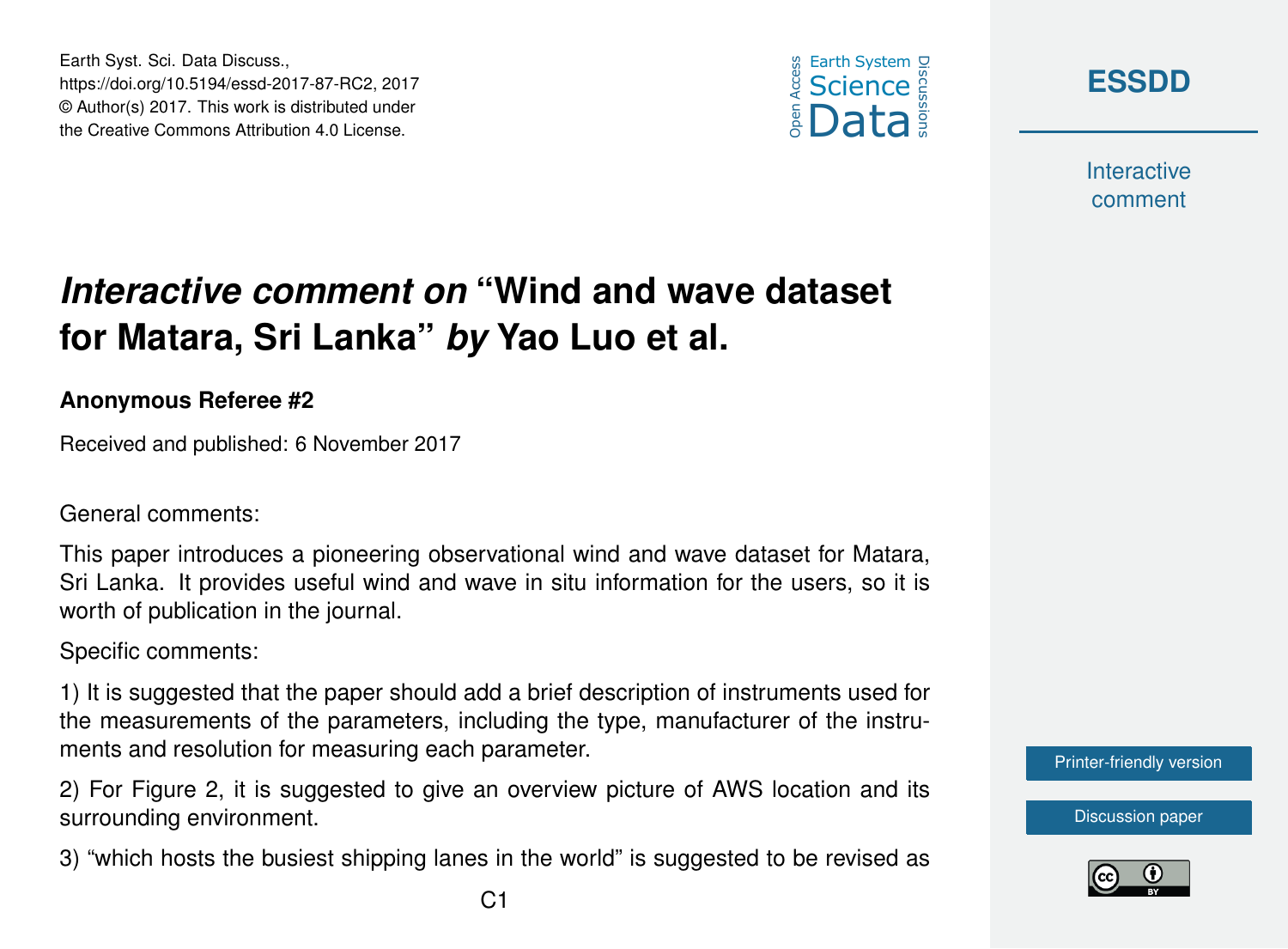# *Interactive comment on* "Wind and wave dataset for Matara, Sri Lanka" *by* Yao Luo et al.

**Anonymous Referee #2**

Received and published: 6 November 2017

General comments:

This paper introduces a pioneering observational wind and wave dataset for Matara, Sri Lanka. It provides useful wind and wave in situ information for the users, so it is worth of publication in the journal.

Specific comments:

1) It is suggested that the paper should add a brief description of instruments used for the measurements of the parameters, including the type, manufacturer of the instruments and resolution for measuring each parameter.

2) For Figure 2, it is suggested to give an overview picture of AWS location and its surrounding environment.

3) "which hosts the busiest shipping lanes in the world" is suggested to be revised as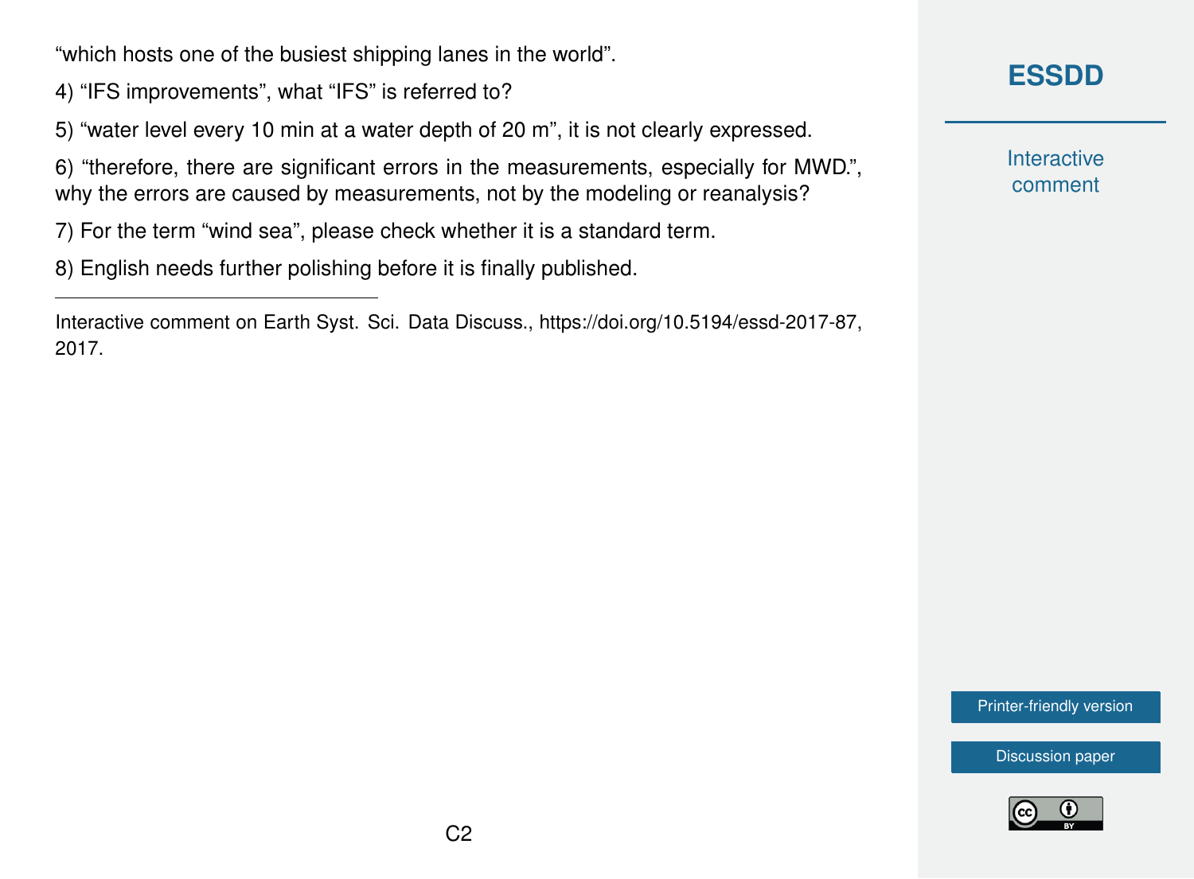"which hosts one of the busiest shipping lanes in the world".

4) "IFS improvements", what "IFS" is referred to?

5) "water level every 10 min at a water depth of 20 m", it is not clearly expressed.

6) "therefore, there are significant errors in the measurements, especially for MWD.", why the errors are caused by measurements, not by the modeling or reanalysis?

7) For the term "wind sea", please check whether it is a standard term.

8) English needs further polishing before it is finally published.

---

Interactive comment on Earth Syst. Sci. Data Discuss., https://doi.org/10.5194/essd-2017-87, 2017.